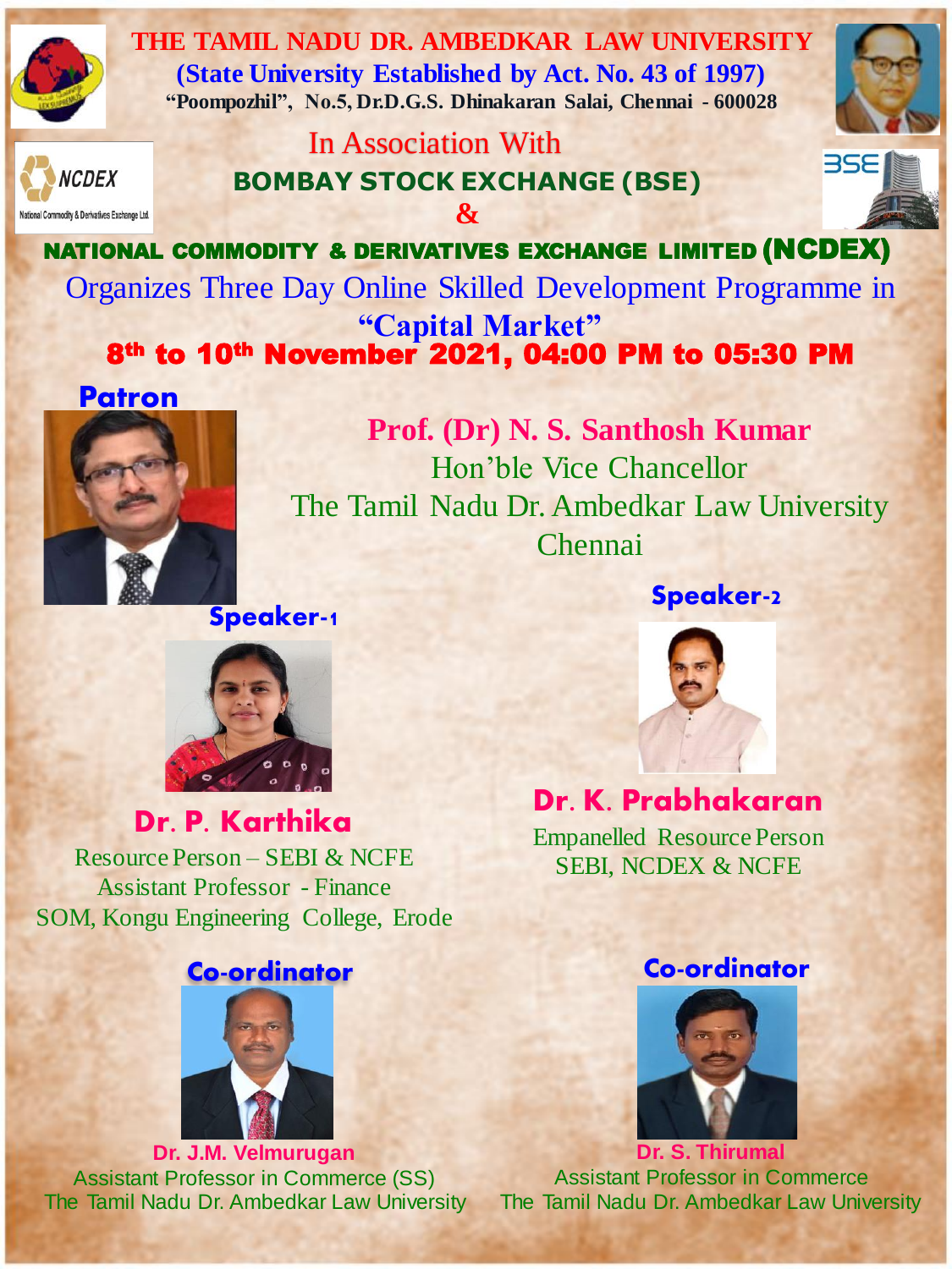# THE TAMIL NADU DR. AMBEDKAR LAW UNIVERSITY

**(State University Established by Act. No. 43 of 1997)**

**"Poompozhil", No.5, Dr.D.G.S. Dhinakaran Salai, Chennai - 600028**

In Association With

**BOMBAY STOCK EXCHANGE (BSE)**

**&**

**NATIONAL COMMODITY & DERIVATIVES EXCHANGE LIMITED (NCDEX)**

Organizes Three Day Online Skilled Development Programme in

## "Capital Market"

**8th to 10th November 2021, 04:00 PM to 05:30 PM**

### Patron

**Prof. (Dr) N. S. Santhosh Kumar**
Hon'ble Vice Chancellor
The Tamil Nadu Dr. Ambedkar Law University
Chennai

### Speaker-1

**Dr. P. Karthika**
Resource Person – SEBI & NCFE
Assistant Professor - Finance
SOM, Kongu Engineering College, Erode

### Speaker-2

**Dr. K. Prabhakaran**
Empanelled Resource Person
SEBI, NCDEX & NCFE

### Co-ordinator

**Dr. J.M. Velmurugan**
Assistant Professor in Commerce (SS)
The Tamil Nadu Dr. Ambedkar Law University

### Co-ordinator

**Dr. S. Thirumal**
Assistant Professor in Commerce
The Tamil Nadu Dr. Ambedkar Law University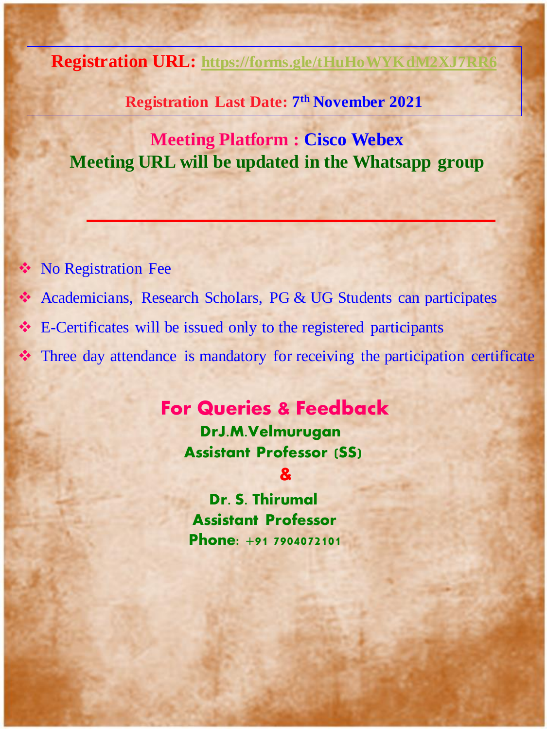**Registration URL:** https://forms.gle/tHuHoWYKdM2XJ7RR6

**Registration Last Date: 7th November 2021**

**Meeting Platform : Cisco Webex**

**Meeting URL will be updated in the Whatsapp group**

---

- No Registration Fee
- Academicians, Research Scholars, PG & UG Students can participates
- E-Certificates will be issued only to the registered participants
- Three day attendance is mandatory for receiving the participation certificate

## For Queries & Feedback

**DrJ.M.Velmurugan**
**Assistant Professor (SS)**

**&**

**Dr. S. Thirumal**
**Assistant Professor**
**Phone: +91 7904072101**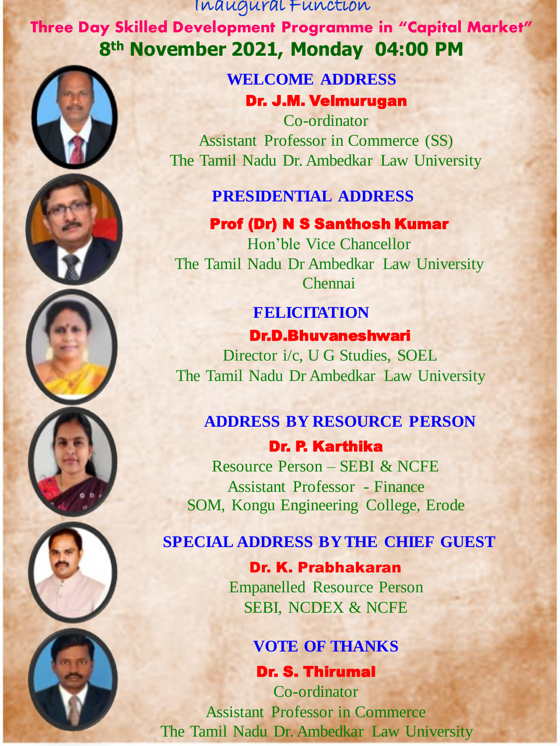# Inaugural Function

## Three Day Skilled Development Programme in "Capital Market"

## 8th November 2021, Monday 04:00 PM

### WELCOME ADDRESS

**Dr. J.M. Velmurugan**
Co-ordinator
Assistant Professor in Commerce (SS)
The Tamil Nadu Dr. Ambedkar Law University

### PRESIDENTIAL ADDRESS

**Prof (Dr) N S Santhosh Kumar**
Hon'ble Vice Chancellor
The Tamil Nadu Dr Ambedkar Law University
Chennai

### FELICITATION

**Dr.D.Bhuvaneshwari**
Director i/c, U G Studies, SOEL
The Tamil Nadu Dr Ambedkar Law University

### ADDRESS BY RESOURCE PERSON

**Dr. P. Karthika**
Resource Person – SEBI & NCFE
Assistant Professor - Finance
SOM, Kongu Engineering College, Erode

### SPECIAL ADDRESS BY THE CHIEF GUEST

**Dr. K. Prabhakaran**
Empanelled Resource Person
SEBI, NCDEX & NCFE

### VOTE OF THANKS

**Dr. S. Thirumal**
Co-ordinator
Assistant Professor in Commerce
The Tamil Nadu Dr. Ambedkar Law University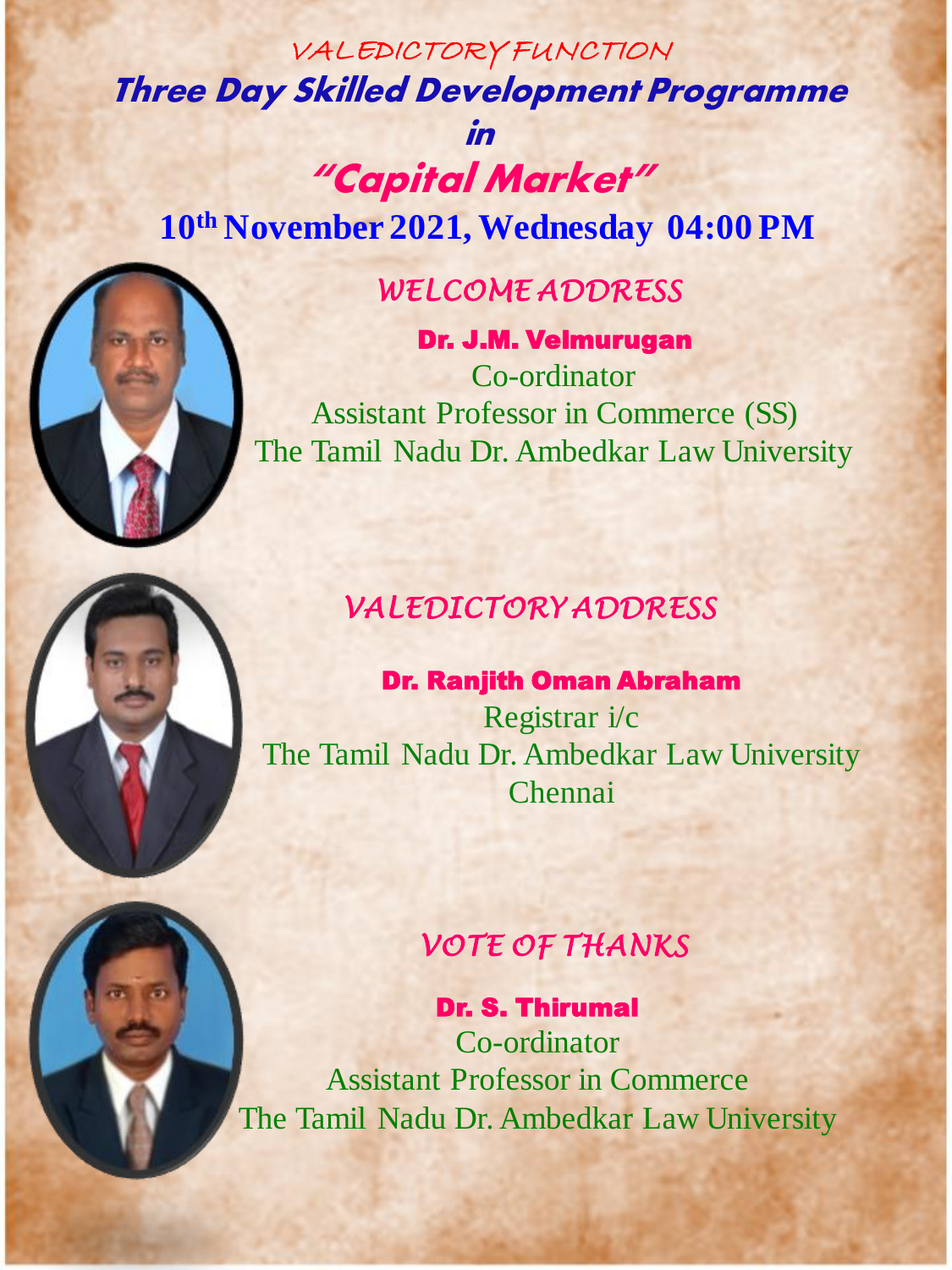VALEDICTORY FUNCTION

# Three Day Skilled Development Programme in "Capital Market"

**10th November 2021, Wednesday 04:00 PM**

## WELCOME ADDRESS

**Dr. J.M. Velmurugan**
Co-ordinator
Assistant Professor in Commerce (SS)
The Tamil Nadu Dr. Ambedkar Law University

## VALEDICTORY ADDRESS

**Dr. Ranjith Oman Abraham**
Registrar i/c
The Tamil Nadu Dr. Ambedkar Law University
Chennai

## VOTE OF THANKS

**Dr. S. Thirumal**
Co-ordinator
Assistant Professor in Commerce
The Tamil Nadu Dr. Ambedkar Law University